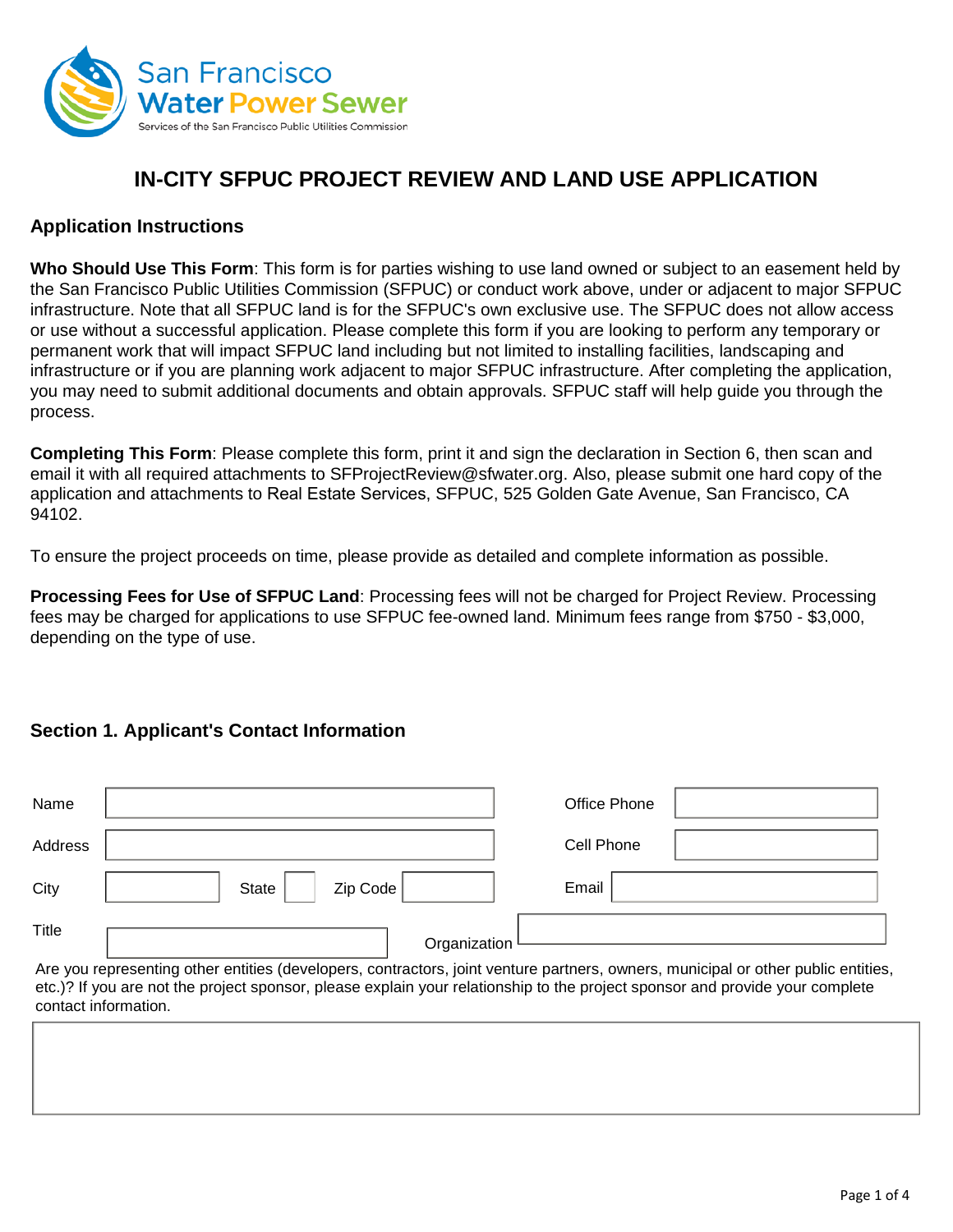San Francisco
Water Power Sewer
Services of the San Francisco Public Utilities Commission

# IN-CITY SFPUC PROJECT REVIEW AND LAND USE APPLICATION

## Application Instructions

**Who Should Use This Form**: This form is for parties wishing to use land owned or subject to an easement held by the San Francisco Public Utilities Commission (SFPUC) or conduct work above, under or adjacent to major SFPUC infrastructure. Note that all SFPUC land is for the SFPUC's own exclusive use. The SFPUC does not allow access or use without a successful application. Please complete this form if you are looking to perform any temporary or permanent work that will impact SFPUC land including but not limited to installing facilities, landscaping and infrastructure or if you are planning work adjacent to major SFPUC infrastructure. After completing the application, you may need to submit additional documents and obtain approvals. SFPUC staff will help guide you through the process.

**Completing This Form**: Please complete this form, print it and sign the declaration in Section 6, then scan and email it with all required attachments to SFProjectReview@sfwater.org. Also, please submit one hard copy of the application and attachments to Real Estate Services, SFPUC, 525 Golden Gate Avenue, San Francisco, CA 94102.

To ensure the project proceeds on time, please provide as detailed and complete information as possible.

**Processing Fees for Use of SFPUC Land**: Processing fees will not be charged for Project Review. Processing fees may be charged for applications to use SFPUC fee-owned land. Minimum fees range from $750 - $3,000, depending on the type of use.

## Section 1. Applicant's Contact Information

| | | | |
|---|---|---|---|
| Name | | Office Phone | |
| Address | | Cell Phone | |
| City | State | Zip Code | Email | |
| Title | | Organization | |

Are you representing other entities (developers, contractors, joint venture partners, owners, municipal or other public entities, etc.)? If you are not the project sponsor, please explain your relationship to the project sponsor and provide your complete contact information.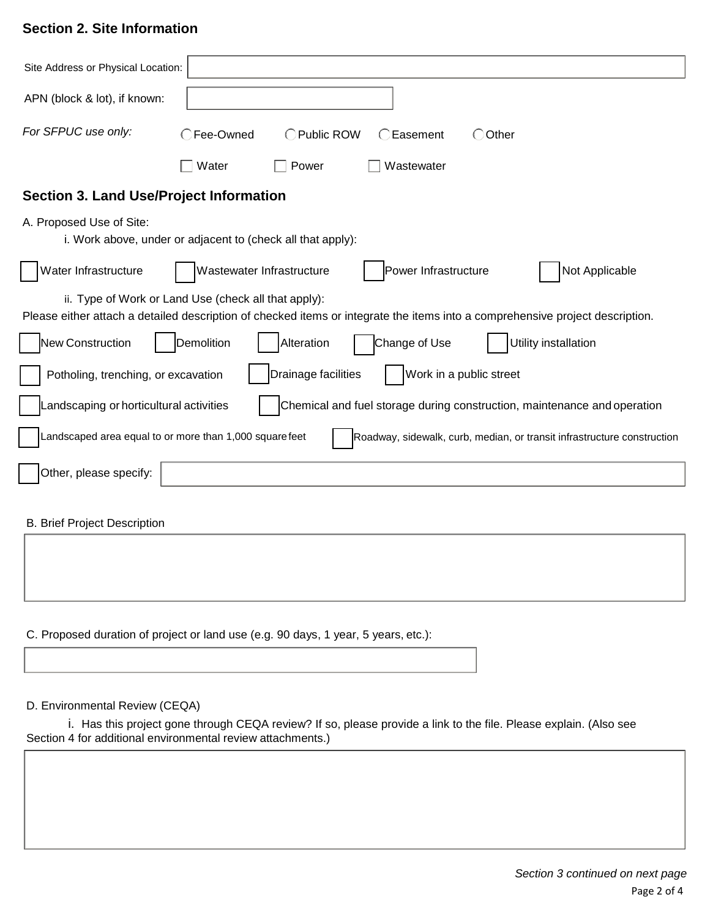## Section 2. Site Information

Site Address or Physical Location: 

APN (block & lot), if known: 

*For SFPUC use only:*

○ Fee-Owned ○ Public ROW ○ Easement ○ Other

☐ Water ☐ Power ☐ Wastewater

## Section 3. Land Use/Project Information

A. Proposed Use of Site:

i. Work above, under or adjacent to (check all that apply):

☐ Water Infrastructure ☐ Wastewater Infrastructure ☐ Power Infrastructure ☐ Not Applicable

ii. Type of Work or Land Use (check all that apply):

Please either attach a detailed description of checked items or integrate the items into a comprehensive project description.

☐ New Construction ☐ Demolition ☐ Alteration ☐ Change of Use ☐ Utility installation

☐ Potholing, trenching, or excavation ☐ Drainage facilities ☐ Work in a public street

☐ Landscaping or horticultural activities ☐ Chemical and fuel storage during construction, maintenance and operation

☐ Landscaped area equal to or more than 1,000 square feet ☐ Roadway, sidewalk, curb, median, or transit infrastructure construction

☐ Other, please specify: 

B. Brief Project Description

C. Proposed duration of project or land use (e.g. 90 days, 1 year, 5 years, etc.):

D. Environmental Review (CEQA)

i. Has this project gone through CEQA review? If so, please provide a link to the file. Please explain. (Also see Section 4 for additional environmental review attachments.)

*Section 3 continued on next page*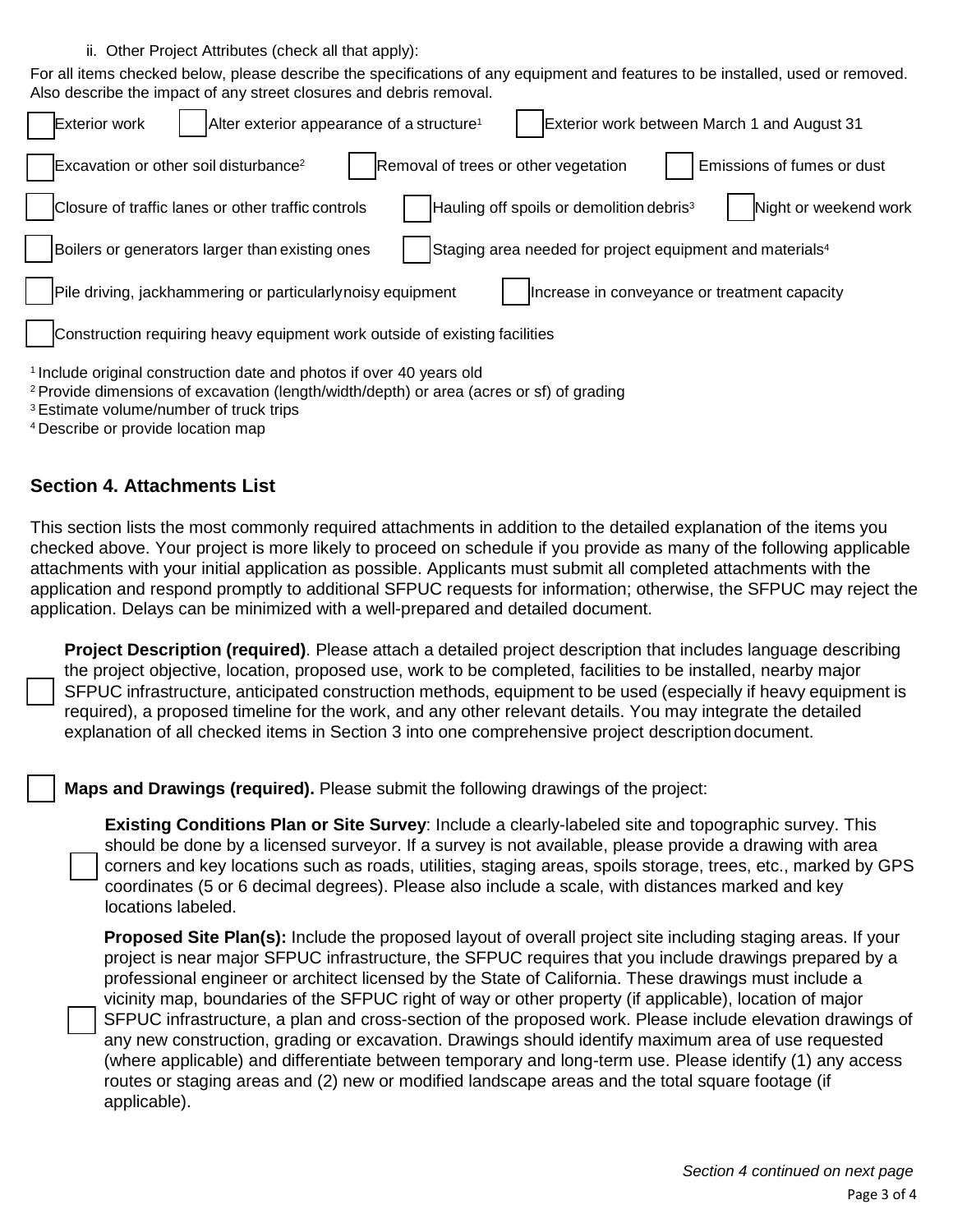ii. Other Project Attributes (check all that apply):

For all items checked below, please describe the specifications of any equipment and features to be installed, used or removed. Also describe the impact of any street closures and debris removal.

- ☐ Exterior work
- ☐ Alter exterior appearance of a structure[1]
- ☐ Exterior work between March 1 and August 31
- ☐ Excavation or other soil disturbance[2]
- ☐ Removal of trees or other vegetation
- ☐ Emissions of fumes or dust
- ☐ Closure of traffic lanes or other traffic controls
- ☐ Hauling off spoils or demolition debris[3]
- ☐ Night or weekend work
- ☐ Boilers or generators larger than existing ones
- ☐ Staging area needed for project equipment and materials[4]
- ☐ Pile driving, jackhammering or particularly noisy equipment
- ☐ Increase in conveyance or treatment capacity
- ☐ Construction requiring heavy equipment work outside of existing facilities

[1] Include original construction date and photos if over 40 years old
[2] Provide dimensions of excavation (length/width/depth) or area (acres or sf) of grading
[3] Estimate volume/number of truck trips
[4] Describe or provide location map

## Section 4. Attachments List

This section lists the most commonly required attachments in addition to the detailed explanation of the items you checked above. Your project is more likely to proceed on schedule if you provide as many of the following applicable attachments with your initial application as possible. Applicants must submit all completed attachments with the application and respond promptly to additional SFPUC requests for information; otherwise, the SFPUC may reject the application. Delays can be minimized with a well-prepared and detailed document.

☐ **Project Description (required)**. Please attach a detailed project description that includes language describing the project objective, location, proposed use, work to be completed, facilities to be installed, nearby major SFPUC infrastructure, anticipated construction methods, equipment to be used (especially if heavy equipment is required), a proposed timeline for the work, and any other relevant details. You may integrate the detailed explanation of all checked items in Section 3 into one comprehensive project description document.

☐ **Maps and Drawings (required).** Please submit the following drawings of the project:

- ☐ **Existing Conditions Plan or Site Survey**: Include a clearly-labeled site and topographic survey. This should be done by a licensed surveyor. If a survey is not available, please provide a drawing with area corners and key locations such as roads, utilities, staging areas, spoils storage, trees, etc., marked by GPS coordinates (5 or 6 decimal degrees). Please also include a scale, with distances marked and key locations labeled.

- ☐ **Proposed Site Plan(s):** Include the proposed layout of overall project site including staging areas. If your project is near major SFPUC infrastructure, the SFPUC requires that you include drawings prepared by a professional engineer or architect licensed by the State of California. These drawings must include a vicinity map, boundaries of the SFPUC right of way or other property (if applicable), location of major SFPUC infrastructure, a plan and cross-section of the proposed work. Please include elevation drawings of any new construction, grading or excavation. Drawings should identify maximum area of use requested (where applicable) and differentiate between temporary and long-term use. Please identify (1) any access routes or staging areas and (2) new or modified landscape areas and the total square footage (if applicable).

*Section 4 continued on next page*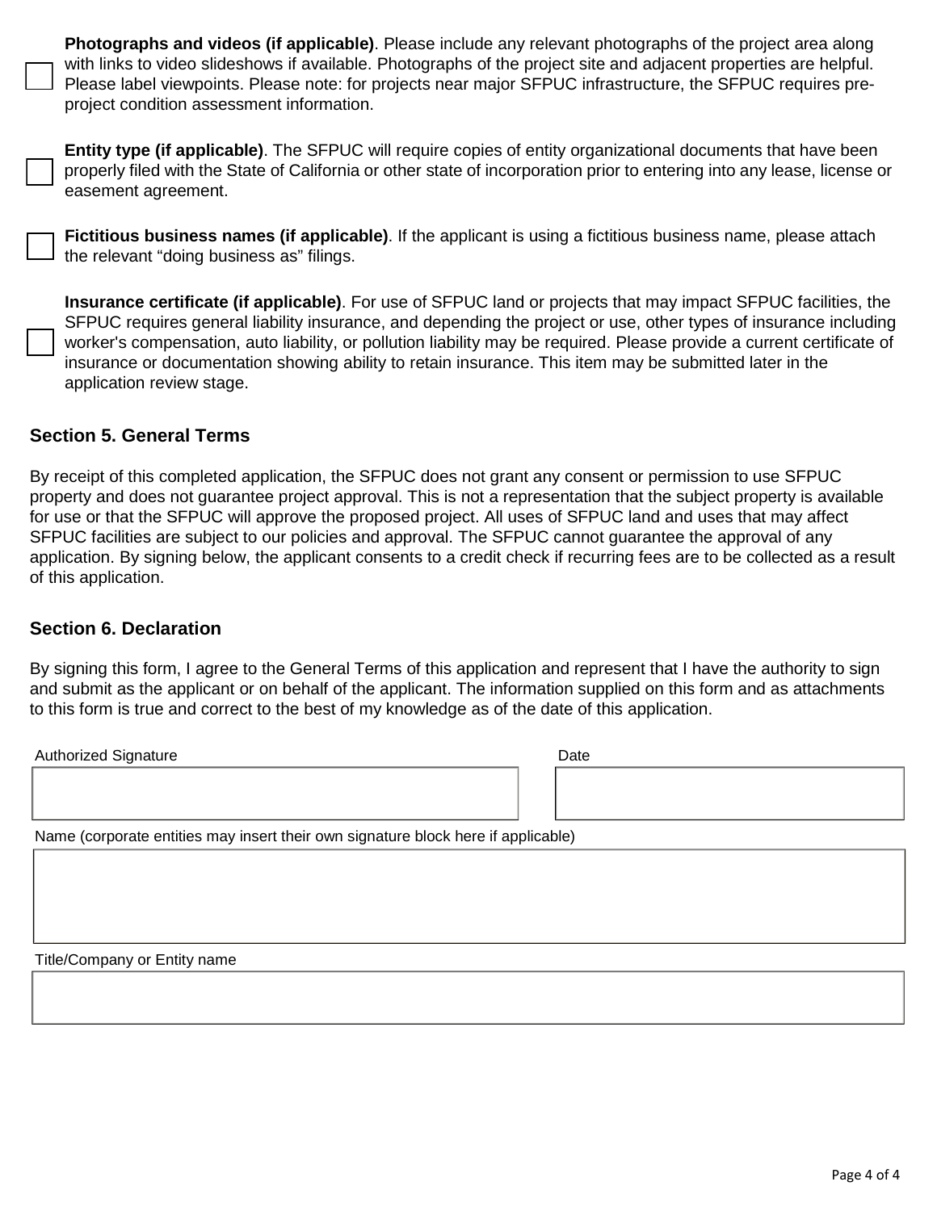- [ ] **Photographs and videos (if applicable)**. Please include any relevant photographs of the project area along with links to video slideshows if available. Photographs of the project site and adjacent properties are helpful. Please label viewpoints. Please note: for projects near major SFPUC infrastructure, the SFPUC requires pre-project condition assessment information.

- [ ] **Entity type (if applicable)**. The SFPUC will require copies of entity organizational documents that have been properly filed with the State of California or other state of incorporation prior to entering into any lease, license or easement agreement.

- [ ] **Fictitious business names (if applicable)**. If the applicant is using a fictitious business name, please attach the relevant "doing business as" filings.

- [ ] **Insurance certificate (if applicable)**. For use of SFPUC land or projects that may impact SFPUC facilities, the SFPUC requires general liability insurance, and depending the project or use, other types of insurance including worker's compensation, auto liability, or pollution liability may be required. Please provide a current certificate of insurance or documentation showing ability to retain insurance. This item may be submitted later in the application review stage.

## Section 5. General Terms

By receipt of this completed application, the SFPUC does not grant any consent or permission to use SFPUC property and does not guarantee project approval. This is not a representation that the subject property is available for use or that the SFPUC will approve the proposed project. All uses of SFPUC land and uses that may affect SFPUC facilities are subject to our policies and approval. The SFPUC cannot guarantee the approval of any application. By signing below, the applicant consents to a credit check if recurring fees are to be collected as a result of this application.

## Section 6. Declaration

By signing this form, I agree to the General Terms of this application and represent that I have the authority to sign and submit as the applicant or on behalf of the applicant. The information supplied on this form and as attachments to this form is true and correct to the best of my knowledge as of the date of this application.

| Authorized Signature | Date |
| --- | --- |
| | |

Name (corporate entities may insert their own signature block here if applicable)

Title/Company or Entity name